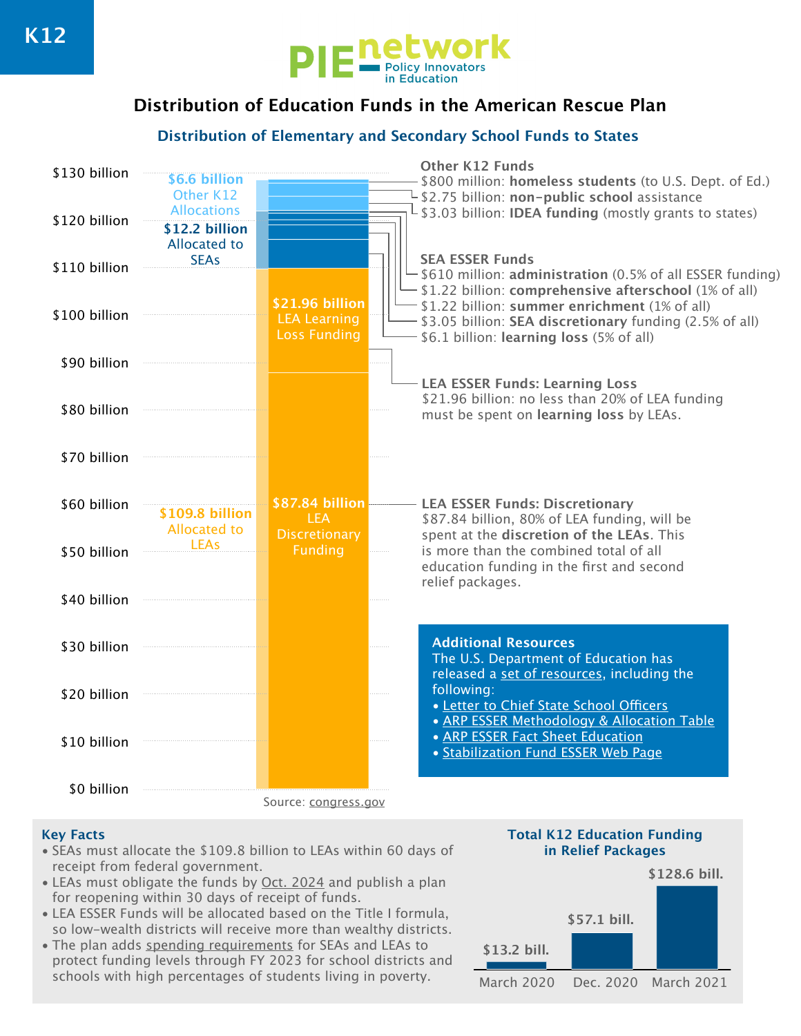K12

PIE network — Policy Innovators in Education

# Distribution of Education Funds in the American Rescue Plan

## Distribution of Elementary and Secondary School Funds to States

**$6.6 billion** Other K12 Allocations

**$12.2 billion** Allocated to SEAs

**$109.8 billion** Allocated to LEAs

**$21.96 billion** LEA Learning Loss Funding

**$87.84 billion** LEA Discretionary Funding

$0 billion, $10 billion, $20 billion, $30 billion, $40 billion, $50 billion, $60 billion, $70 billion, $80 billion, $90 billion, $100 billion, $110 billion, $120 billion, $130 billion

**Other K12 Funds**
- $800 million: **homeless students** (to U.S. Dept. of Ed.)
- $2.75 billion: **non-public school** assistance
- $3.03 billion: **IDEA funding** (mostly grants to states)

**SEA ESSER Funds**
- $610 million: **administration** (0.5% of all ESSER funding)
- $1.22 billion: **comprehensive afterschool** (1% of all)
- $1.22 billion: **summer enrichment** (1% of all)
- $3.05 billion: **SEA discretionary** funding (2.5% of all)
- $6.1 billion: **learning loss** (5% of all)

**LEA ESSER Funds: Learning Loss**
$21.96 billion: no less than 20% of LEA funding must be spent on **learning loss** by LEAs.

**LEA ESSER Funds: Discretionary**
$87.84 billion, 80% of LEA funding, will be spent at the **discretion of the LEAs**. This is more than the combined total of all education funding in the first and second relief packages.

**Additional Resources**
The U.S. Department of Education has released a set of resources, including the following:
- Letter to Chief State School Officers
- ARP ESSER Methodology & Allocation Table
- ARP ESSER Fact Sheet Education
- Stabilization Fund ESSER Web Page

Source: congress.gov

### Key Facts
- SEAs must allocate the $109.8 billion to LEAs within 60 days of receipt from federal government.
- LEAs must obligate the funds by Oct. 2024 and publish a plan for reopening within 30 days of receipt of funds.
- LEA ESSER Funds will be allocated based on the Title I formula, so low-wealth districts will receive more than wealthy districts.
- The plan adds spending requirements for SEAs and LEAs to protect funding levels through FY 2023 for school districts and schools with high percentages of students living in poverty.

### Total K12 Education Funding in Relief Packages

| March 2020 | Dec. 2020 | March 2021 |
|---|---|---|
| $13.2 bill. | $57.1 bill. | $128.6 bill. |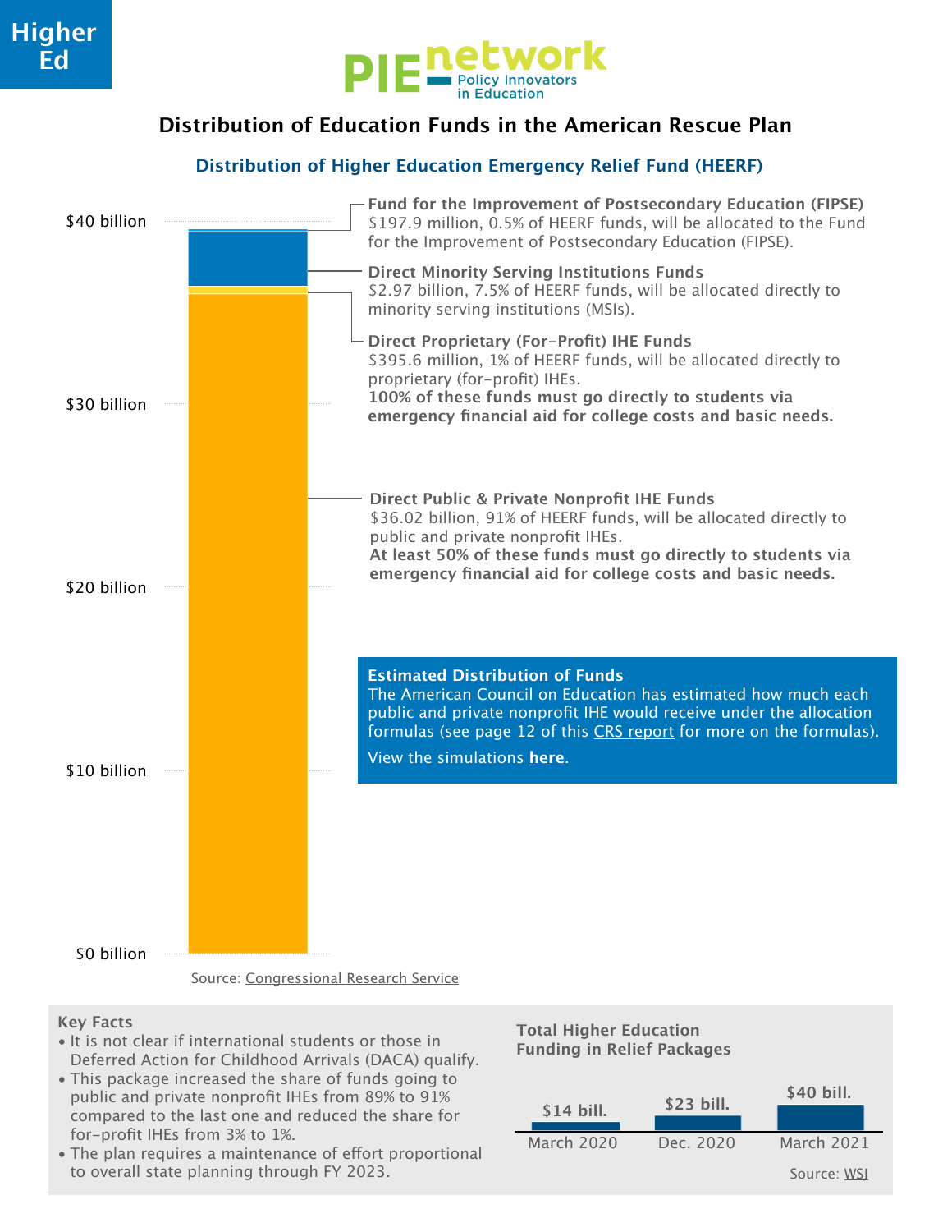Higher Ed

PIE network — Policy Innovators in Education

# Distribution of Education Funds in the American Rescue Plan

## Distribution of Higher Education Emergency Relief Fund (HEERF)

$40 billion
$30 billion
$20 billion
$10 billion
$0 billion

**Fund for the Improvement of Postsecondary Education (FIPSE)**
$197.9 million, 0.5% of HEERF funds, will be allocated to the Fund for the Improvement of Postsecondary Education (FIPSE).

**Direct Minority Serving Institutions Funds**
$2.97 billion, 7.5% of HEERF funds, will be allocated directly to minority serving institutions (MSIs).

**Direct Proprietary (For-Profit) IHE Funds**
$395.6 million, 1% of HEERF funds, will be allocated directly to proprietary (for-profit) IHEs.
**100% of these funds must go directly to students via emergency financial aid for college costs and basic needs.**

**Direct Public & Private Nonprofit IHE Funds**
$36.02 billion, 91% of HEERF funds, will be allocated directly to public and private nonprofit IHEs.
**At least 50% of these funds must go directly to students via emergency financial aid for college costs and basic needs.**

**Estimated Distribution of Funds**
The American Council on Education has estimated how much each public and private nonprofit IHE would receive under the allocation formulas (see page 12 of this CRS report for more on the formulas).

View the simulations **here**.

Source: Congressional Research Service

### Key Facts

- It is not clear if international students or those in Deferred Action for Childhood Arrivals (DACA) qualify.
- This package increased the share of funds going to public and private nonprofit IHEs from 89% to 91% compared to the last one and reduced the share for for-profit IHEs from 3% to 1%.
- The plan requires a maintenance of effort proportional to overall state planning through FY 2023.

### Total Higher Education Funding in Relief Packages

| March 2020 | Dec. 2020 | March 2021 |
|---|---|---|
| $14 bill. | $23 bill. | $40 bill. |

Source: WSJ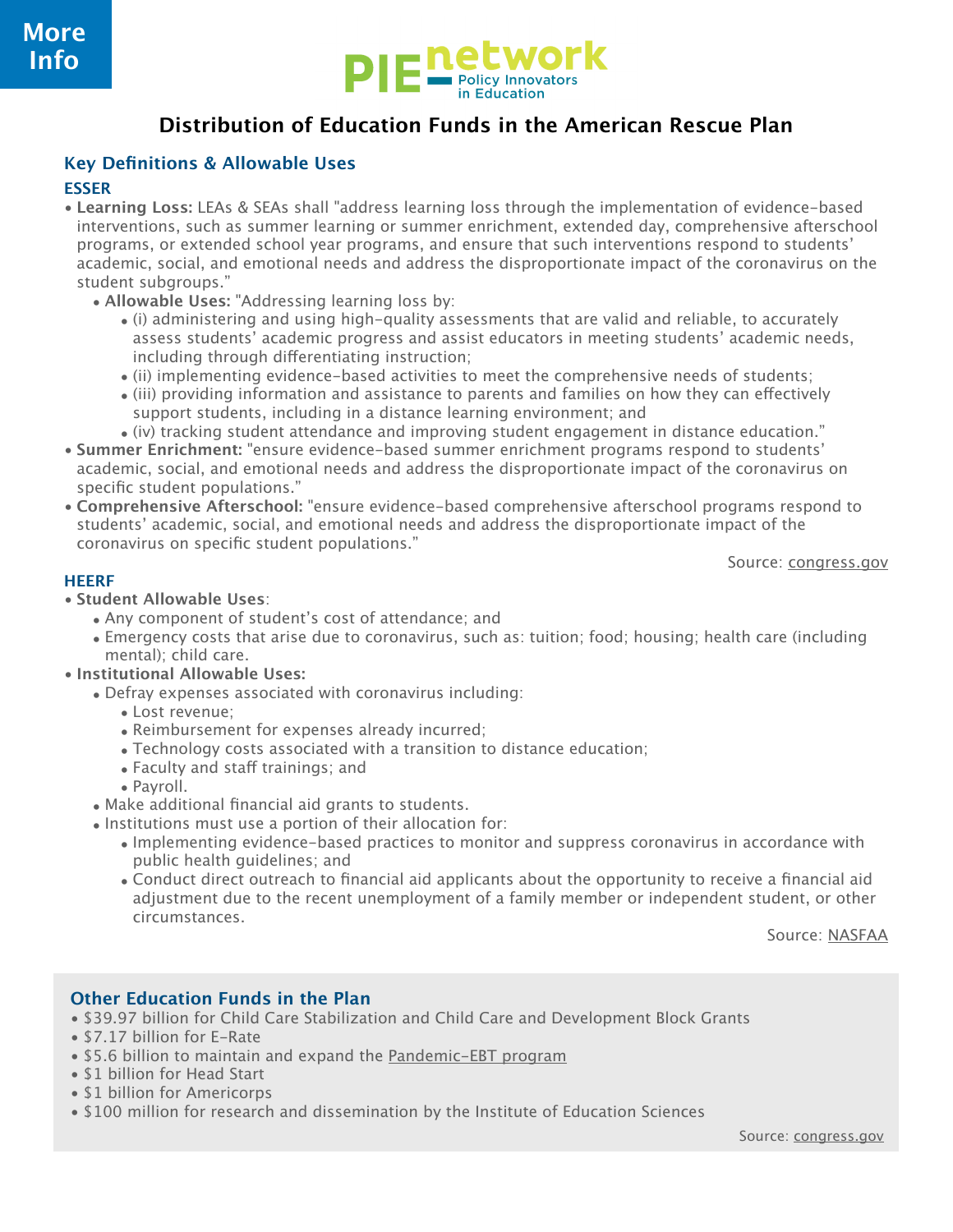More Info

PIE network Policy Innovators in Education

# Distribution of Education Funds in the American Rescue Plan

## Key Definitions & Allowable Uses

### ESSER

- **Learning Loss:** LEAs & SEAs shall "address learning loss through the implementation of evidence-based interventions, such as summer learning or summer enrichment, extended day, comprehensive afterschool programs, or extended school year programs, and ensure that such interventions respond to students' academic, social, and emotional needs and address the disproportionate impact of the coronavirus on the student subgroups."
  - **Allowable Uses:** "Addressing learning loss by:
    - (i) administering and using high-quality assessments that are valid and reliable, to accurately assess students' academic progress and assist educators in meeting students' academic needs, including through differentiating instruction;
    - (ii) implementing evidence-based activities to meet the comprehensive needs of students;
    - (iii) providing information and assistance to parents and families on how they can effectively support students, including in a distance learning environment; and
    - (iv) tracking student attendance and improving student engagement in distance education."
- **Summer Enrichment:** "ensure evidence-based summer enrichment programs respond to students' academic, social, and emotional needs and address the disproportionate impact of the coronavirus on specific student populations."
- **Comprehensive Afterschool:** "ensure evidence-based comprehensive afterschool programs respond to students' academic, social, and emotional needs and address the disproportionate impact of the coronavirus on specific student populations."

Source: congress.gov

### HEERF

- **Student Allowable Uses**:
  - Any component of student's cost of attendance; and
  - Emergency costs that arise due to coronavirus, such as: tuition; food; housing; health care (including mental); child care.
- **Institutional Allowable Uses:**
  - Defray expenses associated with coronavirus including:
    - Lost revenue;
    - Reimbursement for expenses already incurred;
    - Technology costs associated with a transition to distance education;
    - Faculty and staff trainings; and
    - Payroll.
  - Make additional financial aid grants to students.
  - Institutions must use a portion of their allocation for:
    - Implementing evidence-based practices to monitor and suppress coronavirus in accordance with public health guidelines; and
    - Conduct direct outreach to financial aid applicants about the opportunity to receive a financial aid adjustment due to the recent unemployment of a family member or independent student, or other circumstances.

Source: NASFAA

## Other Education Funds in the Plan

- $39.97 billion for Child Care Stabilization and Child Care and Development Block Grants
- $7.17 billion for E-Rate
- $5.6 billion to maintain and expand the Pandemic-EBT program
- $1 billion for Head Start
- $1 billion for Americorps
- $100 million for research and dissemination by the Institute of Education Sciences

Source: congress.gov